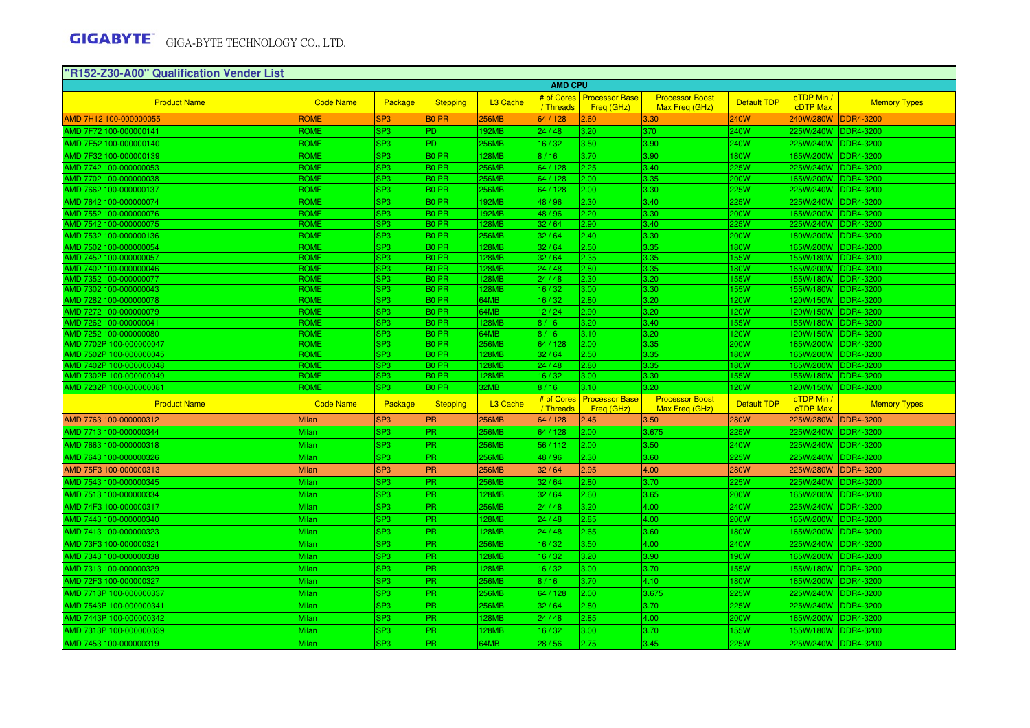**GIGABYTE** GIGA-BYTE TECHNOLOGY CO., LTD.

## "R152-Z30-A00" Qualification Vender List

| AMD CPU | | | | | | | | | | |
|---|---|---|---|---|---|---|---|---|---|---|
| Product Name | Code Name | Package | Stepping | L3 Cache | # of Cores / Threads | Processor Base Freq (GHz) | Processor Boost Max Freq (GHz) | Default TDP | cTDP Min / cTDP Max | Memory Types |
| AMD 7H12 100-000000055 | ROME | SP3 | B0 PR | 256MB | 64 / 128 | 2.60 | 3.30 | 240W | 240W/280W | DDR4-3200 |
| AMD 7F72 100-000000141 | ROME | SP3 | PD | 192MB | 24 / 48 | 3.20 | 370 | 240W | 225W/240W | DDR4-3200 |
| AMD 7F52 100-000000140 | ROME | SP3 | PD | 256MB | 16 / 32 | 3.50 | 3.90 | 240W | 225W/240W | DDR4-3200 |
| AMD 7F32 100-000000139 | ROME | SP3 | B0 PR | 128MB | 8 / 16 | 3.70 | 3.90 | 180W | 165W/200W | DDR4-3200 |
| AMD 7742 100-000000053 | ROME | SP3 | B0 PR | 256MB | 64 / 128 | 2.25 | 3.40 | 225W | 225W/240W | DDR4-3200 |
| AMD 7702 100-000000038 | ROME | SP3 | B0 PR | 256MB | 64 / 128 | 2.00 | 3.35 | 200W | 165W/200W | DDR4-3200 |
| AMD 7662 100-000000137 | ROME | SP3 | B0 PR | 256MB | 64 / 128 | 2.00 | 3.30 | 225W | 225W/240W | DDR4-3200 |
| AMD 7642 100-000000074 | ROME | SP3 | B0 PR | 192MB | 48 / 96 | 2.30 | 3.40 | 225W | 225W/240W | DDR4-3200 |
| AMD 7552 100-000000076 | ROME | SP3 | B0 PR | 192MB | 48 / 96 | 2.20 | 3.30 | 200W | 165W/200W | DDR4-3200 |
| AMD 7542 100-000000075 | ROME | SP3 | B0 PR | 128MB | 32 / 64 | 2.90 | 3.40 | 225W | 225W/240W | DDR4-3200 |
| AMD 7532 100-000000136 | ROME | SP3 | B0 PR | 256MB | 32 / 64 | 2.40 | 3.30 | 200W | 180W/200W | DDR4-3200 |
| AMD 7502 100-000000054 | ROME | SP3 | B0 PR | 128MB | 32 / 64 | 2.50 | 3.35 | 180W | 165W/200W | DDR4-3200 |
| AMD 7452 100-000000057 | ROME | SP3 | B0 PR | 128MB | 32 / 64 | 2.35 | 3.35 | 155W | 155W/180W | DDR4-3200 |
| AMD 7402 100-000000046 | ROME | SP3 | B0 PR | 128MB | 24 / 48 | 2.80 | 3.35 | 180W | 165W/200W | DDR4-3200 |
| AMD 7352 100-000000077 | ROME | SP3 | B0 PR | 128MB | 24 / 48 | 2.30 | 3.20 | 155W | 155W/180W | DDR4-3200 |
| AMD 7302 100-000000043 | ROME | SP3 | B0 PR | 128MB | 16 / 32 | 3.00 | 3.30 | 155W | 155W/180W | DDR4-3200 |
| AMD 7282 100-000000078 | ROME | SP3 | B0 PR | 64MB | 16 / 32 | 2.80 | 3.20 | 120W | 120W/150W | DDR4-3200 |
| AMD 7272 100-000000079 | ROME | SP3 | B0 PR | 64MB | 12 / 24 | 2.90 | 3.20 | 120W | 120W/150W | DDR4-3200 |
| AMD 7262 100-000000041 | ROME | SP3 | B0 PR | 128MB | 8 / 16 | 3.20 | 3.40 | 155W | 155W/180W | DDR4-3200 |
| AMD 7252 100-000000080 | ROME | SP3 | B0 PR | 64MB | 8 / 16 | 3.10 | 3.20 | 120W | 120W/150W | DDR4-3200 |
| AMD 7702P 100-000000047 | ROME | SP3 | B0 PR | 256MB | 64 / 128 | 2.00 | 3.35 | 200W | 165W/200W | DDR4-3200 |
| AMD 7502P 100-000000045 | ROME | SP3 | B0 PR | 128MB | 32 / 64 | 2.50 | 3.35 | 180W | 165W/200W | DDR4-3200 |
| AMD 7402P 100-000000048 | ROME | SP3 | B0 PR | 128MB | 24 / 48 | 2.80 | 3.35 | 180W | 165W/200W | DDR4-3200 |
| AMD 7302P 100-000000049 | ROME | SP3 | B0 PR | 128MB | 16 / 32 | 3.00 | 3.30 | 155W | 155W/180W | DDR4-3200 |
| AMD 7232P 100-000000081 | ROME | SP3 | B0 PR | 32MB | 8 / 16 | 3.10 | 3.20 | 120W | 120W/150W | DDR4-3200 |
| Product Name | Code Name | Package | Stepping | L3 Cache | # of Cores / Threads | Processor Base Freq (GHz) | Processor Boost Max Freq (GHz) | Default TDP | cTDP Min / cTDP Max | Memory Types |
| AMD 7763 100-000000312 | Milan | SP3 | PR | 256MB | 64 / 128 | 2.45 | 3.50 | 280W | 225W/280W | DDR4-3200 |
| AMD 7713 100-000000344 | Milan | SP3 | PR | 256MB | 64 / 128 | 2.00 | 3.675 | 225W | 225W/240W | DDR4-3200 |
| AMD 7663 100-000000318 | Milan | SP3 | PR | 256MB | 56 / 112 | 2.00 | 3.50 | 240W | 225W/240W | DDR4-3200 |
| AMD 7643 100-000000326 | Milan | SP3 | PR | 256MB | 48 / 96 | 2.30 | 3.60 | 225W | 225W/240W | DDR4-3200 |
| AMD 75F3 100-000000313 | Milan | SP3 | PR | 256MB | 32 / 64 | 2.95 | 4.00 | 280W | 225W/280W | DDR4-3200 |
| AMD 7543 100-000000345 | Milan | SP3 | PR | 256MB | 32 / 64 | 2.80 | 3.70 | 225W | 225W/240W | DDR4-3200 |
| AMD 7513 100-000000334 | Milan | SP3 | PR | 128MB | 32 / 64 | 2.60 | 3.65 | 200W | 165W/200W | DDR4-3200 |
| AMD 74F3 100-000000317 | Milan | SP3 | PR | 256MB | 24 / 48 | 3.20 | 4.00 | 240W | 225W/240W | DDR4-3200 |
| AMD 7443 100-000000340 | Milan | SP3 | PR | 128MB | 24 / 48 | 2.85 | 4.00 | 200W | 165W/200W | DDR4-3200 |
| AMD 7413 100-000000323 | Milan | SP3 | PR | 128MB | 24 / 48 | 2.65 | 3.60 | 180W | 165W/200W | DDR4-3200 |
| AMD 73F3 100-000000321 | Milan | SP3 | PR | 256MB | 16 / 32 | 3.50 | 4.00 | 240W | 225W/240W | DDR4-3200 |
| AMD 7343 100-000000338 | Milan | SP3 | PR | 128MB | 16 / 32 | 3.20 | 3.90 | 190W | 165W/200W | DDR4-3200 |
| AMD 7313 100-000000329 | Milan | SP3 | PR | 128MB | 16 / 32 | 3.00 | 3.70 | 155W | 155W/180W | DDR4-3200 |
| AMD 72F3 100-000000327 | Milan | SP3 | PR | 256MB | 8 / 16 | 3.70 | 4.10 | 180W | 165W/200W | DDR4-3200 |
| AMD 7713P 100-000000337 | Milan | SP3 | PR | 256MB | 64 / 128 | 2.00 | 3.675 | 225W | 225W/240W | DDR4-3200 |
| AMD 7543P 100-000000341 | Milan | SP3 | PR | 256MB | 32 / 64 | 2.80 | 3.70 | 225W | 225W/240W | DDR4-3200 |
| AMD 7443P 100-000000342 | Milan | SP3 | PR | 128MB | 24 / 48 | 2.85 | 4.00 | 200W | 165W/200W | DDR4-3200 |
| AMD 7313P 100-000000339 | Milan | SP3 | PR | 128MB | 16 / 32 | 3.00 | 3.70 | 155W | 155W/180W | DDR4-3200 |
| AMD 7453 100-000000319 | Milan | SP3 | PR | 64MB | 28 / 56 | 2.75 | 3.45 | 225W | 225W/240W | DDR4-3200 |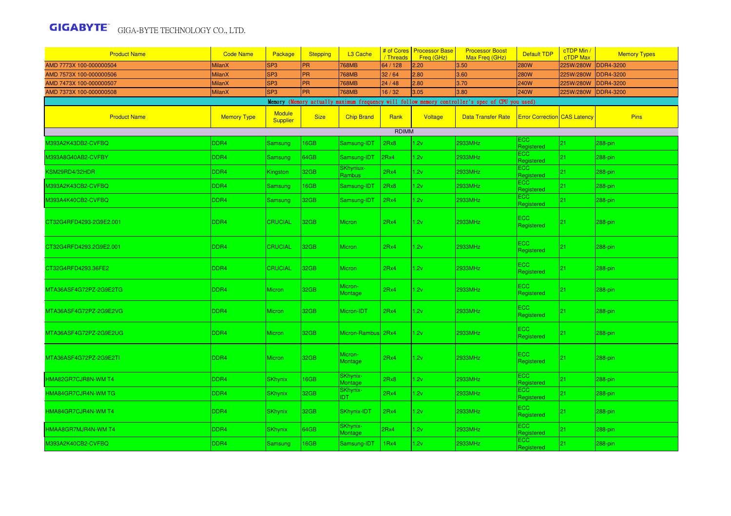| Product Name | Code Name | Package | Stepping | L3 Cache | # of Cores / Threads | Processor Base Freq (GHz) | Processor Boost Max Freq (GHz) | Default TDP | cTDP Min / cTDP Max | Memory Types |
|---|---|---|---|---|---|---|---|---|---|---|
| AMD 7773X 100-000000504 | MilanX | SP3 | PR | 768MB | 64 / 128 | 2.20 | 3.50 | 280W | 225W/280W | DDR4-3200 |
| AMD 7573X 100-000000506 | MilanX | SP3 | PR | 768MB | 32 / 64 | 2.80 | 3.60 | 280W | 225W/280W | DDR4-3200 |
| AMD 7473X 100-000000507 | MilanX | SP3 | PR | 768MB | 24 / 48 | 2.80 | 3.70 | 240W | 225W/280W | DDR4-3200 |
| AMD 7373X 100-000000508 | MilanX | SP3 | PR | 768MB | 16 / 32 | 3.05 | 3.80 | 240W | 225W/280W | DDR4-3200 |

Memory (Memory actually maximum frequency will follow memory controller's spec of CPU you used)

| Product Name | Memory Type | Module Supplier | Size | Chip Brand | Rank | Voltage | Data Transfer Rate | Error Correction | CAS Latency | Pins |
|---|---|---|---|---|---|---|---|---|---|---|
| | | | | | RDIMM | | | | | |
| M393A2K43DB2-CVFBQ | DDR4 | Samsung | 16GB | Samsung-IDT | 2Rx8 | 1.2v | 2933MHz | ECC Registered | 21 | 288-pin |
| M393A8G40AB2-CVFBY | DDR4 | Samsung | 64GB | Samsung-IDT | 2Rx4 | 1.2v | 2933MHz | ECC Registered | 21 | 288-pin |
| KSM29RD4/32HDR | DDR4 | Kingston | 32GB | SKhyniux-Rambus | 2Rx4 | 1.2v | 2933MHz | ECC Registered | 21 | 288-pin |
| M393A2K43CB2-CVFBQ | DDR4 | Samsung | 16GB | Samsung-IDT | 2Rx8 | 1.2v | 2933MHz | ECC Registered | 21 | 288-pin |
| M393A4K40CB2-CVFBQ | DDR4 | Samsung | 32GB | Samsung-IDT | 2Rx4 | 1.2v | 2933MHz | ECC Registered | 21 | 288-pin |
| CT32G4RFD4293-2G9E2.001 | DDR4 | CRUCIAL | 32GB | Micron | 2Rx4 | 1.2v | 2933MHz | ECC Registered | 21 | 288-pin |
| CT32G4RFD4293.2G9E2.001 | DDR4 | CRUCIAL | 32GB | Micron | 2Rx4 | 1.2v | 2933MHz | ECC Registered | 21 | 288-pin |
| CT32G4RFD4293.36FE2 | DDR4 | CRUCIAL | 32GB | Micron | 2Rx4 | 1.2v | 2933MHz | ECC Registered | 21 | 288-pin |
| MTA36ASF4G72PZ-2G9E2TG | DDR4 | Micron | 32GB | Micron-Montage | 2Rx4 | 1.2v | 2933MHz | ECC Registered | 21 | 288-pin |
| MTA36ASF4G72PZ-2G9E2VG | DDR4 | Micron | 32GB | Micron-IDT | 2Rx4 | 1.2v | 2933MHz | ECC Registered | 21 | 288-pin |
| MTA36ASF4G72PZ-2G9E2UG | DDR4 | Micron | 32GB | Micron-Rambus | 2Rx4 | 1.2v | 2933MHz | ECC Registered | 21 | 288-pin |
| MTA36ASF4G72PZ-2G9E2TI | DDR4 | Micron | 32GB | Micron-Montage | 2Rx4 | 1.2v | 2933MHz | ECC Registered | 21 | 288-pin |
| HMA82GR7CJR8N-WM T4 | DDR4 | SKhynix | 16GB | SKhynix-Montage | 2Rx8 | 1.2v | 2933MHz | ECC Registered | 21 | 288-pin |
| HMA84GR7CJR4N-WM TG | DDR4 | SKhynix | 32GB | SKhynix-IDT | 2Rx4 | 1.2v | 2933MHz | ECC Registered | 21 | 288-pin |
| HMA84GR7CJR4N-WM T4 | DDR4 | SKhynix | 32GB | SKhynix-IDT | 2Rx4 | 1.2v | 2933MHz | ECC Registered | 21 | 288-pin |
| HMAA8GR7MJR4N-WM T4 | DDR4 | SKhynix | 64GB | SKhynix-Montage | 2Rx4 | 1.2v | 2933MHz | ECC Registered | 21 | 288-pin |
| M393A2K40CB2-CVFBQ | DDR4 | Samsung | 16GB | Samsung-IDT | 1Rx4 | 1.2v | 2933MHz | ECC Registered | 21 | 288-pin |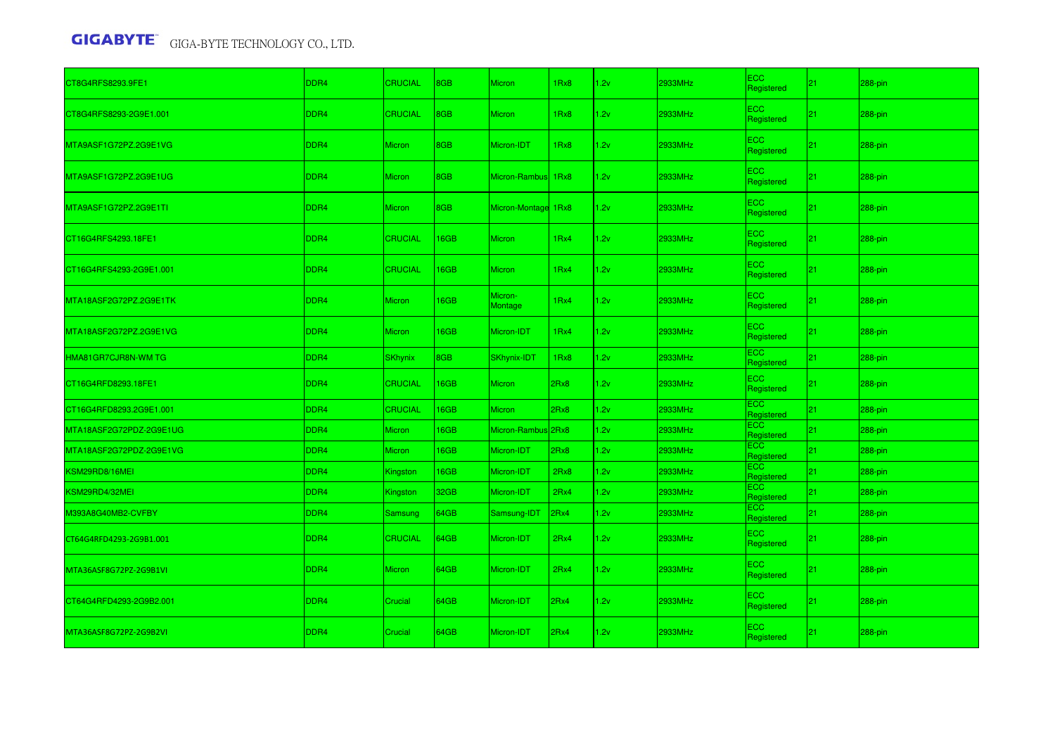| | | | | | | | | | | |
|---|---|---|---|---|---|---|---|---|---|---|
| CT8G4RFS8293.9FE1 | DDR4 | CRUCIAL | 8GB | Micron | 1Rx8 | 1.2v | 2933MHz | ECC Registered | 21 | 288-pin |
| CT8G4RFS8293-2G9E1.001 | DDR4 | CRUCIAL | 8GB | Micron | 1Rx8 | 1.2v | 2933MHz | ECC Registered | 21 | 288-pin |
| MTA9ASF1G72PZ.2G9E1VG | DDR4 | Micron | 8GB | Micron-IDT | 1Rx8 | 1.2v | 2933MHz | ECC Registered | 21 | 288-pin |
| MTA9ASF1G72PZ.2G9E1UG | DDR4 | Micron | 8GB | Micron-Rambus | 1Rx8 | 1.2v | 2933MHz | ECC Registered | 21 | 288-pin |
| MTA9ASF1G72PZ.2G9E1TI | DDR4 | Micron | 8GB | Micron-Montage | 1Rx8 | 1.2v | 2933MHz | ECC Registered | 21 | 288-pin |
| CT16G4RFS4293.18FE1 | DDR4 | CRUCIAL | 16GB | Micron | 1Rx4 | 1.2v | 2933MHz | ECC Registered | 21 | 288-pin |
| CT16G4RFS4293-2G9E1.001 | DDR4 | CRUCIAL | 16GB | Micron | 1Rx4 | 1.2v | 2933MHz | ECC Registered | 21 | 288-pin |
| MTA18ASF2G72PZ.2G9E1TK | DDR4 | Micron | 16GB | Micron-Montage | 1Rx4 | 1.2v | 2933MHz | ECC Registered | 21 | 288-pin |
| MTA18ASF2G72PZ.2G9E1VG | DDR4 | Micron | 16GB | Micron-IDT | 1Rx4 | 1.2v | 2933MHz | ECC Registered | 21 | 288-pin |
| HMA81GR7CJR8N-WM TG | DDR4 | SKhynix | 8GB | SKhynix-IDT | 1Rx8 | 1.2v | 2933MHz | ECC Registered | 21 | 288-pin |
| CT16G4RFD8293.18FE1 | DDR4 | CRUCIAL | 16GB | Micron | 2Rx8 | 1.2v | 2933MHz | ECC Registered | 21 | 288-pin |
| CT16G4RFD8293.2G9E1.001 | DDR4 | CRUCIAL | 16GB | Micron | 2Rx8 | 1.2v | 2933MHz | ECC Registered | 21 | 288-pin |
| MTA18ASF2G72PDZ-2G9E1UG | DDR4 | Micron | 16GB | Micron-Rambus | 2Rx8 | 1.2v | 2933MHz | ECC Registered | 21 | 288-pin |
| MTA18ASF2G72PDZ-2G9E1VG | DDR4 | Micron | 16GB | Micron-IDT | 2Rx8 | 1.2v | 2933MHz | ECC Registered | 21 | 288-pin |
| KSM29RD8/16MEI | DDR4 | Kingston | 16GB | Micron-IDT | 2Rx8 | 1.2v | 2933MHz | ECC Registered | 21 | 288-pin |
| KSM29RD4/32MEI | DDR4 | Kingston | 32GB | Micron-IDT | 2Rx4 | 1.2v | 2933MHz | ECC Registered | 21 | 288-pin |
| M393A8G40MB2-CVFBY | DDR4 | Samsung | 64GB | Samsung-IDT | 2Rx4 | 1.2v | 2933MHz | ECC Registered | 21 | 288-pin |
| CT64G4RFD4293-2G9B1.001 | DDR4 | CRUCIAL | 64GB | Micron-IDT | 2Rx4 | 1.2v | 2933MHz | ECC Registered | 21 | 288-pin |
| MTA36ASF8G72PZ-2G9B1VI | DDR4 | Micron | 64GB | Micron-IDT | 2Rx4 | 1.2v | 2933MHz | ECC Registered | 21 | 288-pin |
| CT64G4RFD4293-2G9B2.001 | DDR4 | Crucial | 64GB | Micron-IDT | 2Rx4 | 1.2v | 2933MHz | ECC Registered | 21 | 288-pin |
| MTA36ASF8G72PZ-2G9B2VI | DDR4 | Crucial | 64GB | Micron-IDT | 2Rx4 | 1.2v | 2933MHz | ECC Registered | 21 | 288-pin |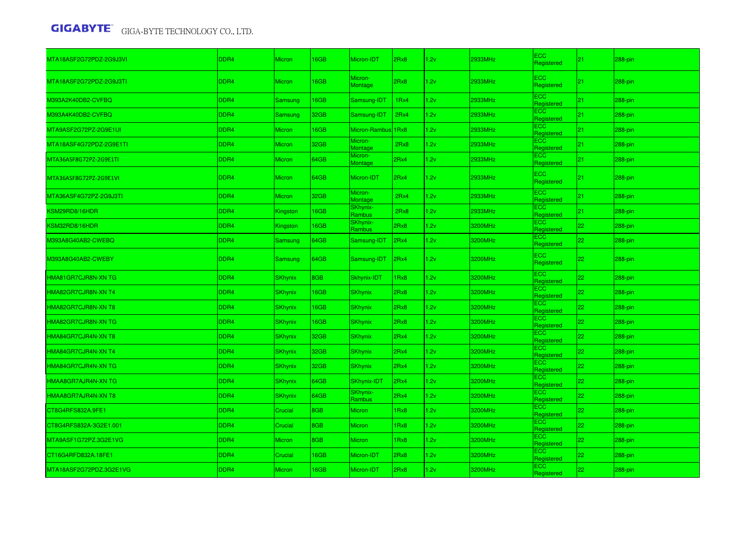| MTA18ASF2G72PDZ-2G9J3VI | DDR4 | Micron | 16GB | Micron-IDT | 2Rx8 | 1.2v | 2933MHz | ECC Registered | 21 | 288-pin |
|---|---|---|---|---|---|---|---|---|---|---|
| MTA18ASF2G72PDZ-2G9J3TI | DDR4 | Micron | 16GB | Micron-Montage | 2Rx8 | 1.2v | 2933MHz | ECC Registered | 21 | 288-pin |
| M393A2K40DB2-CVFBQ | DDR4 | Samsung | 16GB | Samsung-IDT | 1Rx4 | 1.2v | 2933MHz | ECC Registered | 21 | 288-pin |
| M393A4K40DB2-CVFBQ | DDR4 | Samsung | 32GB | Samsung-IDT | 2Rx4 | 1.2v | 2933MHz | ECC Registered | 21 | 288-pin |
| MTA9ASF2G72PZ-2G9E1UI | DDR4 | Micron | 16GB | Micron-Rambus | 1Rx8 | 1.2v | 2933MHz | ECC Registered | 21 | 288-pin |
| MTA18ASF4G72PDZ-2G9E1TI | DDR4 | Micron | 32GB | Micron-Montage | 2Rx8 | 1.2v | 2933MHz | ECC Registered | 21 | 288-pin |
| MTA36ASF8G72PZ-2G9E1TI | DDR4 | Micron | 64GB | Micron-Montage | 2Rx4 | 1.2v | 2933MHz | ECC Registered | 21 | 288-pin |
| MTA36ASF8G72PZ-2G9E1VI | DDR4 | Micron | 64GB | Micron-IDT | 2Rx4 | 1.2v | 2933MHz | ECC Registered | 21 | 288-pin |
| MTA36ASF4G72PZ-2G9J3TI | DDR4 | Micron | 32GB | Micron-Montage | 2Rx4 | 1.2v | 2933MHz | ECC Registered | 21 | 288-pin |
| KSM29RD8/16HDR | DDR4 | Kingston | 16GB | SKhynix-Rambus | 2Rx8 | 1.2v | 2933MHz | ECC Registered | 21 | 288-pin |
| KSM32RD8/16HDR | DDR4 | Kingston | 16GB | SKhynix-Rambus | 2Rx8 | 1.2v | 3200MHz | ECC Registered | 22 | 288-pin |
| M393A8G40AB2-CWEBQ | DDR4 | Samsung | 64GB | Samsung-IDT | 2Rx4 | 1.2v | 3200MHz | ECC Registered | 22 | 288-pin |
| M393A8G40AB2-CWEBY | DDR4 | Samsung | 64GB | Samsung-IDT | 2Rx4 | 1.2v | 3200MHz | ECC Registered | 22 | 288-pin |
| HMA81GR7CJR8N-XN TG | DDR4 | SKhynix | 8GB | Skhynix-IDT | 1Rx8 | 1.2v | 3200MHz | ECC Registered | 22 | 288-pin |
| HMA82GR7CJR8N-XN T4 | DDR4 | SKhynix | 16GB | SKhynix | 2Rx8 | 1.2v | 3200MHz | ECC Registered | 22 | 288-pin |
| HMA82GR7CJR8N-XN T8 | DDR4 | SKhynix | 16GB | SKhynix | 2Rx8 | 1.2v | 3200MHz | ECC Registered | 22 | 288-pin |
| HMA82GR7CJR8N-XN TG | DDR4 | SKhynix | 16GB | SKhynix | 2Rx8 | 1.2v | 3200MHz | ECC Registered | 22 | 288-pin |
| HMA84GR7CJR4N-XN T8 | DDR4 | SKhynix | 32GB | SKhynix | 2Rx4 | 1.2v | 3200MHz | ECC Registered | 22 | 288-pin |
| HMA84GR7CJR4N-XN T4 | DDR4 | SKhynix | 32GB | SKhynix | 2Rx4 | 1.2v | 3200MHz | ECC Registered | 22 | 288-pin |
| HMA84GR7CJR4N-XN TG | DDR4 | SKhynix | 32GB | SKhynix | 2Rx4 | 1.2v | 3200MHz | ECC Registered | 22 | 288-pin |
| HMAA8GR7AJR4N-XN TG | DDR4 | SKhynix | 64GB | SKhynix-IDT | 2Rx4 | 1.2v | 3200MHz | ECC Registered | 22 | 288-pin |
| HMAA8GR7AJR4N-XN T8 | DDR4 | SKhynix | 64GB | SKhynix-Rambus | 2Rx4 | 1.2v | 3200MHz | ECC Registered | 22 | 288-pin |
| CT8G4RFS832A.9FE1 | DDR4 | Crucial | 8GB | Micron | 1Rx8 | 1.2v | 3200MHz | ECC Registered | 22 | 288-pin |
| CT8G4RFS832A-3G2E1.001 | DDR4 | Crucial | 8GB | Micron | 1Rx8 | 1.2v | 3200MHz | ECC Registered | 22 | 288-pin |
| MTA9ASF1G72PZ.3G2E1VG | DDR4 | Micron | 8GB | Micron | 1Rx8 | 1.2v | 3200MHz | ECC Registered | 22 | 288-pin |
| CT16G4RFD832A.18FE1 | DDR4 | Crucial | 16GB | Micron-IDT | 2Rx8 | 1.2v | 3200MHz | ECC Registered | 22 | 288-pin |
| MTA18ASF2G72PDZ.3G2E1VG | DDR4 | Micron | 16GB | Micron-IDT | 2Rx8 | 1.2v | 3200MHz | ECC Registered | 22 | 288-pin |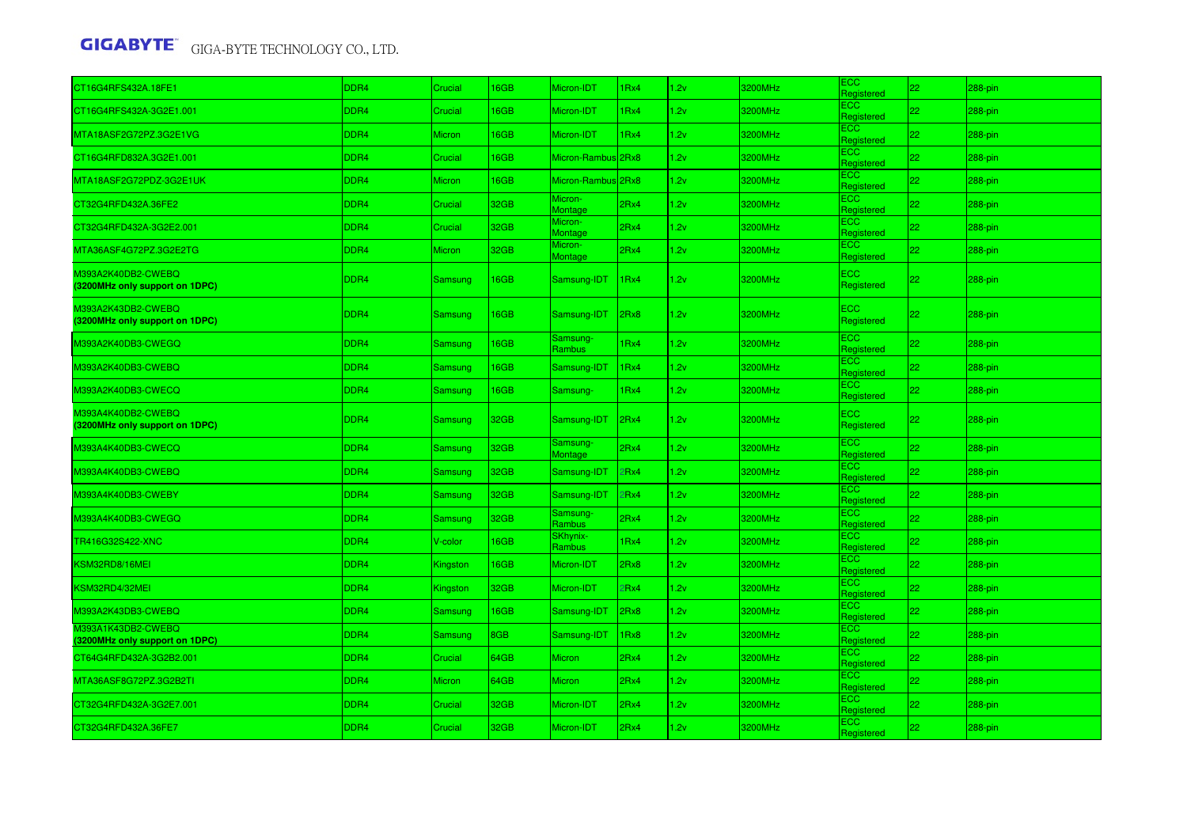| CT16G4RFS432A.18FE1 | DDR4 | Crucial | 16GB | Micron-IDT | 1Rx4 | 1.2v | 3200MHz | ECC Registered | 22 | 288-pin |
|---|---|---|---|---|---|---|---|---|---|---|
| CT16G4RFS432A-3G2E1.001 | DDR4 | Crucial | 16GB | Micron-IDT | 1Rx4 | 1.2v | 3200MHz | ECC Registered | 22 | 288-pin |
| MTA18ASF2G72PZ.3G2E1VG | DDR4 | Micron | 16GB | Micron-IDT | 1Rx4 | 1.2v | 3200MHz | ECC Registered | 22 | 288-pin |
| CT16G4RFD832A.3G2E1.001 | DDR4 | Crucial | 16GB | Micron-Rambus | 2Rx8 | 1.2v | 3200MHz | ECC Registered | 22 | 288-pin |
| MTA18ASF2G72PDZ-3G2E1UK | DDR4 | Micron | 16GB | Micron-Rambus | 2Rx8 | 1.2v | 3200MHz | ECC Registered | 22 | 288-pin |
| CT32G4RFD432A.36FE2 | DDR4 | Crucial | 32GB | Micron-Montage | 2Rx4 | 1.2v | 3200MHz | ECC Registered | 22 | 288-pin |
| CT32G4RFD432A-3G2E2.001 | DDR4 | Crucial | 32GB | Micron-Montage | 2Rx4 | 1.2v | 3200MHz | ECC Registered | 22 | 288-pin |
| MTA36ASF4G72PZ.3G2E2TG | DDR4 | Micron | 32GB | Micron-Montage | 2Rx4 | 1.2v | 3200MHz | ECC Registered | 22 | 288-pin |
| M393A2K40DB2-CWEBQ **(3200MHz only support on 1DPC)** | DDR4 | Samsung | 16GB | Samsung-IDT | 1Rx4 | 1.2v | 3200MHz | ECC Registered | 22 | 288-pin |
| M393A2K43DB2-CWEBQ **(3200MHz only support on 1DPC)** | DDR4 | Samsung | 16GB | Samsung-IDT | 2Rx8 | 1.2v | 3200MHz | ECC Registered | 22 | 288-pin |
| M393A2K40DB3-CWEGQ | DDR4 | Samsung | 16GB | Samsung-Rambus | 1Rx4 | 1.2v | 3200MHz | ECC Registered | 22 | 288-pin |
| M393A2K40DB3-CWEBQ | DDR4 | Samsung | 16GB | Samsung-IDT | 1Rx4 | 1.2v | 3200MHz | ECC Registered | 22 | 288-pin |
| M393A2K40DB3-CWECQ | DDR4 | Samsung | 16GB | Samsung- | 1Rx4 | 1.2v | 3200MHz | ECC Registered | 22 | 288-pin |
| M393A4K40DB2-CWEBQ **(3200MHz only support on 1DPC)** | DDR4 | Samsung | 32GB | Samsung-IDT | 2Rx4 | 1.2v | 3200MHz | ECC Registered | 22 | 288-pin |
| M393A4K40DB3-CWECQ | DDR4 | Samsung | 32GB | Samsung-Montage | 2Rx4 | 1.2v | 3200MHz | ECC Registered | 22 | 288-pin |
| M393A4K40DB3-CWEBQ | DDR4 | Samsung | 32GB | Samsung-IDT | 2Rx4 | 1.2v | 3200MHz | ECC Registered | 22 | 288-pin |
| M393A4K40DB3-CWEBY | DDR4 | Samsung | 32GB | Samsung-IDT | 2Rx4 | 1.2v | 3200MHz | ECC Registered | 22 | 288-pin |
| M393A4K40DB3-CWEGQ | DDR4 | Samsung | 32GB | Samsung-Rambus | 2Rx4 | 1.2v | 3200MHz | ECC Registered | 22 | 288-pin |
| TR416G32S422-XNC | DDR4 | V-color | 16GB | SKhynix-Rambus | 1Rx4 | 1.2v | 3200MHz | ECC Registered | 22 | 288-pin |
| KSM32RD8/16MEI | DDR4 | Kingston | 16GB | Micron-IDT | 2Rx8 | 1.2v | 3200MHz | ECC Registered | 22 | 288-pin |
| KSM32RD4/32MEI | DDR4 | Kingston | 32GB | Micron-IDT | 2Rx4 | 1.2v | 3200MHz | ECC Registered | 22 | 288-pin |
| M393A2K43DB3-CWEBQ | DDR4 | Samsung | 16GB | Samsung-IDT | 2Rx8 | 1.2v | 3200MHz | ECC Registered | 22 | 288-pin |
| M393A1K43DB2-CWEBQ **(3200MHz only support on 1DPC)** | DDR4 | Samsung | 8GB | Samsung-IDT | 1Rx8 | 1.2v | 3200MHz | ECC Registered | 22 | 288-pin |
| CT64G4RFD432A-3G2B2.001 | DDR4 | Crucial | 64GB | Micron | 2Rx4 | 1.2v | 3200MHz | ECC Registered | 22 | 288-pin |
| MTA36ASF8G72PZ.3G2B2TI | DDR4 | Micron | 64GB | Micron | 2Rx4 | 1.2v | 3200MHz | ECC Registered | 22 | 288-pin |
| CT32G4RFD432A-3G2E7.001 | DDR4 | Crucial | 32GB | Micron-IDT | 2Rx4 | 1.2v | 3200MHz | ECC Registered | 22 | 288-pin |
| CT32G4RFD432A.36FE7 | DDR4 | Crucial | 32GB | Micron-IDT | 2Rx4 | 1.2v | 3200MHz | ECC Registered | 22 | 288-pin |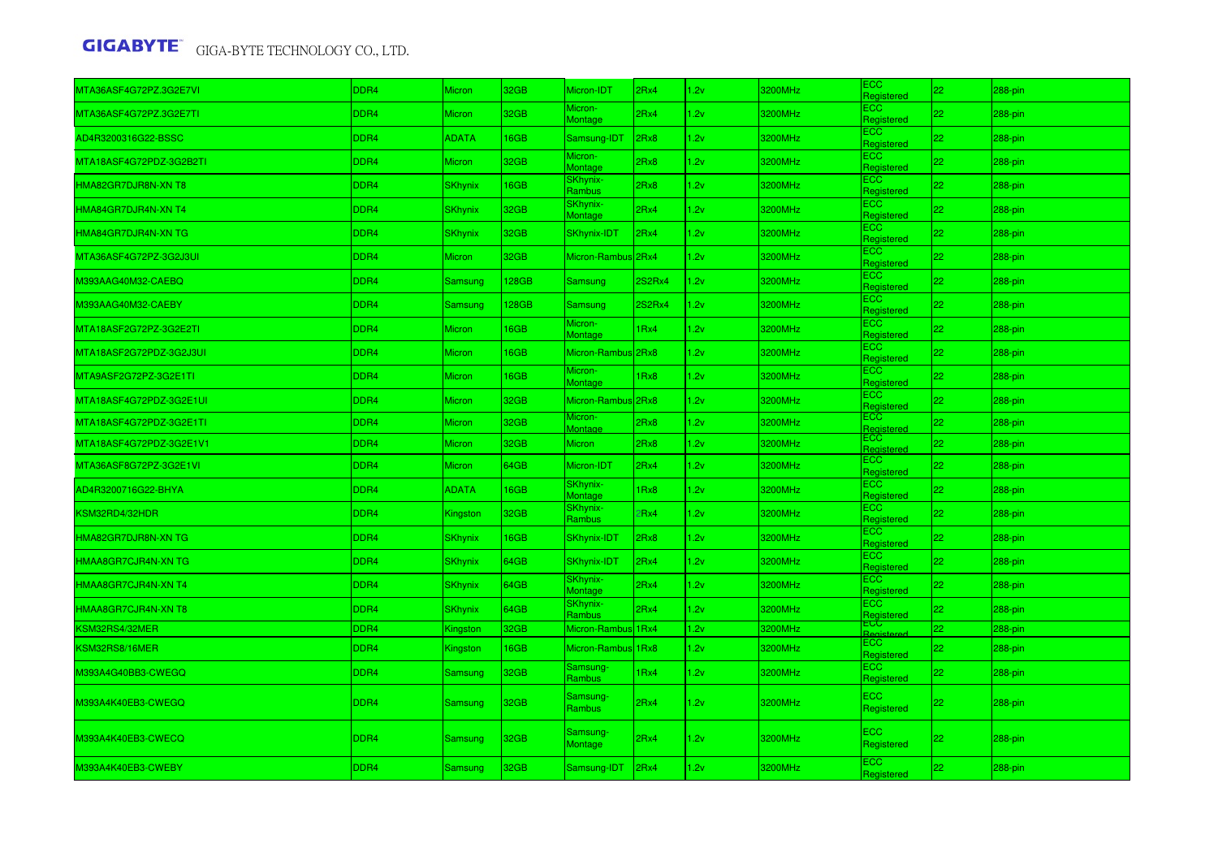| MTA36ASF4G72PZ-3G2E7VI | DDR4 | Micron | 32GB | Micron-IDT | 2Rx4 | 1.2v | 3200MHz | ECC Registered | 22 | 288-pin |
|---|---|---|---|---|---|---|---|---|---|---|
| MTA36ASF4G72PZ-3G2E7TI | DDR4 | Micron | 32GB | Micron-Montage | 2Rx4 | 1.2v | 3200MHz | ECC Registered | 22 | 288-pin |
| AD4R3200316G22-BSSC | DDR4 | ADATA | 16GB | Samsung-IDT | 2Rx8 | 1.2v | 3200MHz | ECC Registered | 22 | 288-pin |
| MTA18ASF4G72PDZ-3G2B2TI | DDR4 | Micron | 32GB | Micron-Montage | 2Rx8 | 1.2v | 3200MHz | ECC Registered | 22 | 288-pin |
| HMA82GR7DJR8N-XN T8 | DDR4 | SKhynix | 16GB | SKhynix-Rambus | 2Rx8 | 1.2v | 3200MHz | ECC Registered | 22 | 288-pin |
| HMA84GR7DJR4N-XN T4 | DDR4 | SKhynix | 32GB | SKhynix-Montage | 2Rx4 | 1.2v | 3200MHz | ECC Registered | 22 | 288-pin |
| HMA84GR7DJR4N-XN TG | DDR4 | SKhynix | 32GB | SKhynix-IDT | 2Rx4 | 1.2v | 3200MHz | ECC Registered | 22 | 288-pin |
| MTA36ASF4G72PZ-3G2J3UI | DDR4 | Micron | 32GB | Micron-Rambus | 2Rx4 | 1.2v | 3200MHz | ECC Registered | 22 | 288-pin |
| M393AAG40M32-CAEBQ | DDR4 | Samsung | 128GB | Samsung | 2S2Rx4 | 1.2v | 3200MHz | ECC Registered | 22 | 288-pin |
| M393AAG40M32-CAEBY | DDR4 | Samsung | 128GB | Samsung | 2S2Rx4 | 1.2v | 3200MHz | ECC Registered | 22 | 288-pin |
| MTA18ASF2G72PZ-3G2E2TI | DDR4 | Micron | 16GB | Micron-Montage | 1Rx4 | 1.2v | 3200MHz | ECC Registered | 22 | 288-pin |
| MTA18ASF2G72PDZ-3G2J3UI | DDR4 | Micron | 16GB | Micron-Rambus | 2Rx8 | 1.2v | 3200MHz | ECC Registered | 22 | 288-pin |
| MTA9ASF2G72PZ-3G2E1TI | DDR4 | Micron | 16GB | Micron-Montage | 1Rx8 | 1.2v | 3200MHz | ECC Registered | 22 | 288-pin |
| MTA18ASF4G72PDZ-3G2E1UI | DDR4 | Micron | 32GB | Micron-Rambus | 2Rx8 | 1.2v | 3200MHz | ECC Registered | 22 | 288-pin |
| MTA18ASF4G72PDZ-3G2E1TI | DDR4 | Micron | 32GB | Micron-Montage | 2Rx8 | 1.2v | 3200MHz | ECC Registered | 22 | 288-pin |
| MTA18ASF4G72PDZ-3G2E1V1 | DDR4 | Micron | 32GB | Micron | 2Rx8 | 1.2v | 3200MHz | ECC Registered | 22 | 288-pin |
| MTA36ASF8G72PZ-3G2E1VI | DDR4 | Micron | 64GB | Micron-IDT | 2Rx4 | 1.2v | 3200MHz | ECC Registered | 22 | 288-pin |
| AD4R3200716G22-BHYA | DDR4 | ADATA | 16GB | SKhynix-Montage | 1Rx8 | 1.2v | 3200MHz | ECC Registered | 22 | 288-pin |
| KSM32RD4/32HDR | DDR4 | Kingston | 32GB | SKhynix-Rambus | 2Rx4 | 1.2v | 3200MHz | ECC Registered | 22 | 288-pin |
| HMA82GR7DJR8N-XN TG | DDR4 | SKhynix | 16GB | SKhynix-IDT | 2Rx8 | 1.2v | 3200MHz | ECC Registered | 22 | 288-pin |
| HMAA8GR7CJR4N-XN TG | DDR4 | SKhynix | 64GB | SKhynix-IDT | 2Rx4 | 1.2v | 3200MHz | ECC Registered | 22 | 288-pin |
| HMAA8GR7CJR4N-XN T4 | DDR4 | SKhynix | 64GB | SKhynix-Montage | 2Rx4 | 1.2v | 3200MHz | ECC Registered | 22 | 288-pin |
| HMAA8GR7CJR4N-XN T8 | DDR4 | SKhynix | 64GB | SKhynix-Rambus | 2Rx4 | 1.2v | 3200MHz | ECC Registered | 22 | 288-pin |
| KSM32RS4/32MER | DDR4 | Kingston | 32GB | Micron-Rambus | 1Rx4 | 1.2v | 3200MHz | ECC Registered | 22 | 288-pin |
| KSM32RS8/16MER | DDR4 | Kingston | 16GB | Micron-Rambus | 1Rx8 | 1.2v | 3200MHz | ECC Registered | 22 | 288-pin |
| M393A4G40BB3-CWEGQ | DDR4 | Samsung | 32GB | Samsung-Rambus | 1Rx4 | 1.2v | 3200MHz | ECC Registered | 22 | 288-pin |
| M393A4K40EB3-CWEGQ | DDR4 | Samsung | 32GB | Samsung-Rambus | 2Rx4 | 1.2v | 3200MHz | ECC Registered | 22 | 288-pin |
| M393A4K40EB3-CWECQ | DDR4 | Samsung | 32GB | Samsung-Montage | 2Rx4 | 1.2v | 3200MHz | ECC Registered | 22 | 288-pin |
| M393A4K40EB3-CWEBY | DDR4 | Samsung | 32GB | Samsung-IDT | 2Rx4 | 1.2v | 3200MHz | ECC Registered | 22 | 288-pin |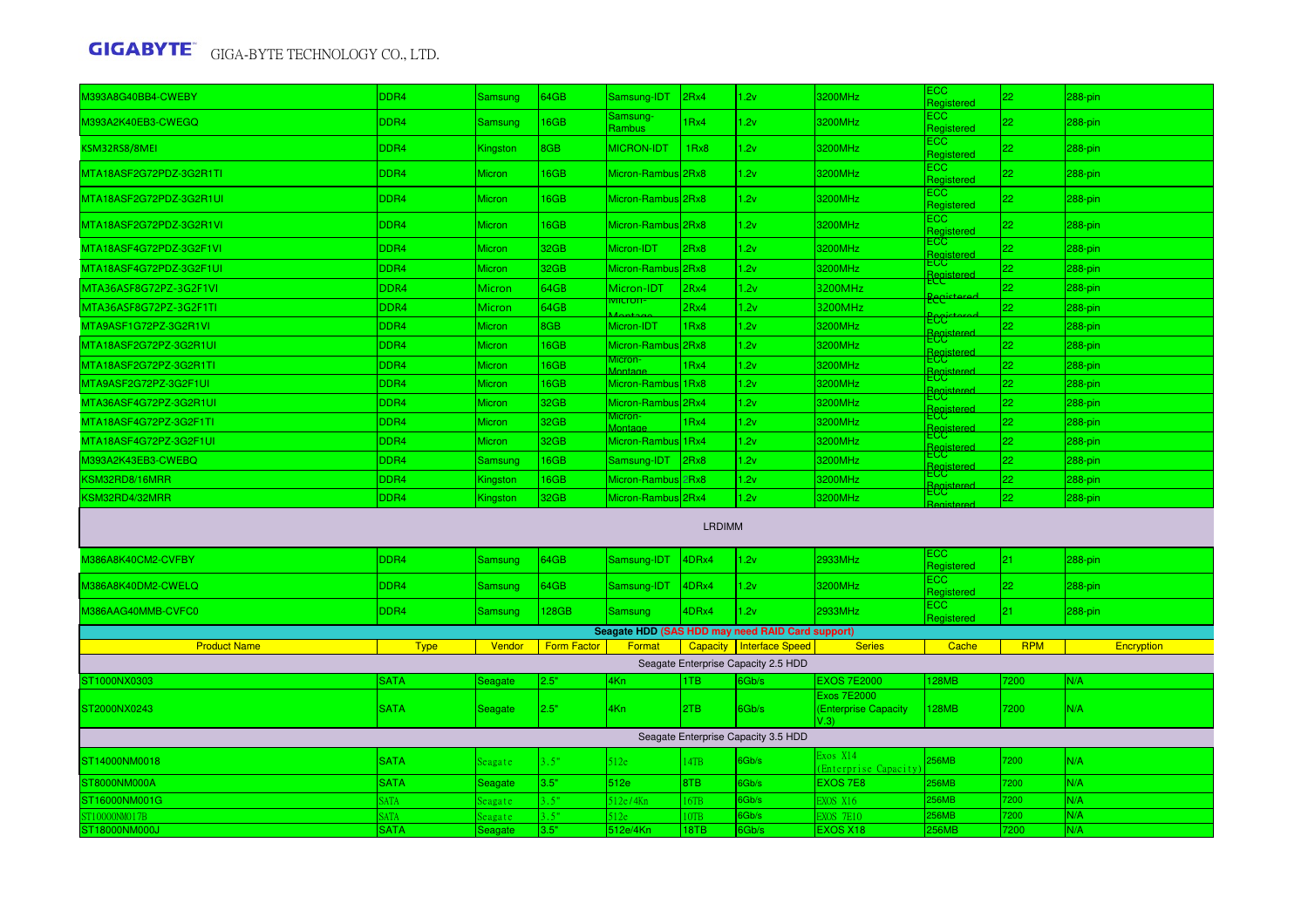| | | | | | | | | | | |
|---|---|---|---|---|---|---|---|---|---|---|
| M393A8G40BB4-CWEBY | DDR4 | Samsung | 64GB | Samsung-IDT | 2Rx4 | 1.2v | 3200MHz | ECC Registered | 22 | 288-pin |
| M393A2K40EB3-CWEGQ | DDR4 | Samsung | 16GB | Samsung-Rambus | 1Rx4 | 1.2v | 3200MHz | ECC Registered | 22 | 288-pin |
| KSM32RS8/8MEI | DDR4 | Kingston | 8GB | MICRON-IDT | 1Rx8 | 1.2v | 3200MHz | ECC Registered | 22 | 288-pin |
| MTA18ASF2G72PDZ-3G2R1TI | DDR4 | Micron | 16GB | Micron-Rambus | 2Rx8 | 1.2v | 3200MHz | ECC Registered | 22 | 288-pin |
| MTA18ASF2G72PDZ-3G2R1UI | DDR4 | Micron | 16GB | Micron-Rambus | 2Rx8 | 1.2v | 3200MHz | ECC Registered | 22 | 288-pin |
| MTA18ASF2G72PDZ-3G2R1VI | DDR4 | Micron | 16GB | Micron-Rambus | 2Rx8 | 1.2v | 3200MHz | ECC Registered | 22 | 288-pin |
| MTA18ASF4G72PDZ-3G2F1VI | DDR4 | Micron | 32GB | Micron-IDT | 2Rx8 | 1.2v | 3200MHz | ECC Registered | 22 | 288-pin |
| MTA18ASF4G72PDZ-3G2F1UI | DDR4 | Micron | 32GB | Micron-Rambus | 2Rx8 | 1.2v | 3200MHz | ECC Registered | 22 | 288-pin |
| MTA36ASF8G72PZ-3G2F1VI | DDR4 | Micron | 64GB | Micron-IDT | 2Rx4 | 1.2v | 3200MHz | ECC Registered | 22 | 288-pin |
| MTA36ASF8G72PZ-3G2F1TI | DDR4 | Micron | 64GB | Micron-Montage | 2Rx4 | 1.2v | 3200MHz | ECC Registered | 22 | 288-pin |
| MTA9ASF1G72PZ-3G2R1VI | DDR4 | Micron | 8GB | Micron-IDT | 1Rx8 | 1.2v | 3200MHz | ECC Registered | 22 | 288-pin |
| MTA18ASF2G72PZ-3G2R1UI | DDR4 | Micron | 16GB | Micron-Rambus | 2Rx8 | 1.2v | 3200MHz | ECC Registered | 22 | 288-pin |
| MTA18ASF2G72PZ-3G2R1TI | DDR4 | Micron | 16GB | Micron-Montage | 1Rx4 | 1.2v | 3200MHz | ECC Registered | 22 | 288-pin |
| MTA9ASF2G72PZ-3G2F1UI | DDR4 | Micron | 16GB | Micron-Rambus | 1Rx8 | 1.2v | 3200MHz | ECC Registered | 22 | 288-pin |
| MTA36ASF4G72PZ-3G2R1UI | DDR4 | Micron | 32GB | Micron-Rambus | 2Rx4 | 1.2v | 3200MHz | ECC Registered | 22 | 288-pin |
| MTA18ASF4G72PZ-3G2F1TI | DDR4 | Micron | 32GB | Micron-Montage | 1Rx4 | 1.2v | 3200MHz | ECC Registered | 22 | 288-pin |
| MTA18ASF4G72PZ-3G2F1UI | DDR4 | Micron | 32GB | Micron-Rambus | 1Rx4 | 1.2v | 3200MHz | ECC Registered | 22 | 288-pin |
| M393A2K43EB3-CWEBQ | DDR4 | Samsung | 16GB | Samsung-IDT | 2Rx8 | 1.2v | 3200MHz | ECC Registered | 22 | 288-pin |
| KSM32RD8/16MRR | DDR4 | Kingston | 16GB | Micron-Rambus | 2Rx8 | 1.2v | 3200MHz | ECC Registered | 22 | 288-pin |
| KSM32RD4/32MRR | DDR4 | Kingston | 32GB | Micron-Rambus | 2Rx4 | 1.2v | 3200MHz | ECC Registered | 22 | 288-pin |
| LRDIMM | | | | | | | | | | |
| M386A8K40CM2-CVFBY | DDR4 | Samsung | 64GB | Samsung-IDT | 4DRx4 | 1.2v | 2933MHz | ECC Registered | 21 | 288-pin |
| M386A8K40DM2-CWELQ | DDR4 | Samsung | 64GB | Samsung-IDT | 4DRx4 | 1.2v | 3200MHz | ECC Registered | 22 | 288-pin |
| M386AAG40MMB-CVFC0 | DDR4 | Samsung | 128GB | Samsung | 4DRx4 | 1.2v | 2933MHz | ECC Registered | 21 | 288-pin |

**Seagate HDD (SAS HDD may need RAID Card support)**

| Product Name | Type | Vendor | Form Factor | Format | Capacity | Interface Speed | Series | Cache | RPM | Encryption |
|---|---|---|---|---|---|---|---|---|---|---|
| Seagate Enterprise Capacity 2.5 HDD | | | | | | | | | | |
| ST1000NX0303 | SATA | Seagate | 2.5" | 4Kn | 1TB | 6Gb/s | EXOS 7E2000 | 128MB | 7200 | N/A |
| ST2000NX0243 | SATA | Seagate | 2.5" | 4Kn | 2TB | 6Gb/s | Exos 7E2000 (Enterprise Capacity V.3) | 128MB | 7200 | N/A |
| Seagate Enterprise Capacity 3.5 HDD | | | | | | | | | | |
| ST14000NM0018 | SATA | Seagate | 3.5" | 512e | 14TB | 6Gb/s | Exos X14 (Enterprise Capacity) | 256MB | 7200 | N/A |
| ST8000NM000A | SATA | Seagate | 3.5" | 512e | 8TB | 6Gb/s | EXOS 7E8 | 256MB | 7200 | N/A |
| ST16000NM001G | SATA | Seagate | 3.5" | 512e/4Kn | 16TB | 6Gb/s | EXOS X16 | 256MB | 7200 | N/A |
| ST10000NM017B | SATA | Seagate | 3.5" | 512e | 10TB | 6Gb/s | EXOS 7E10 | 256MB | 7200 | N/A |
| ST18000NM000J | SATA | Seagate | 3.5" | 512e/4Kn | 18TB | 6Gb/s | EXOS X18 | 256MB | 7200 | N/A |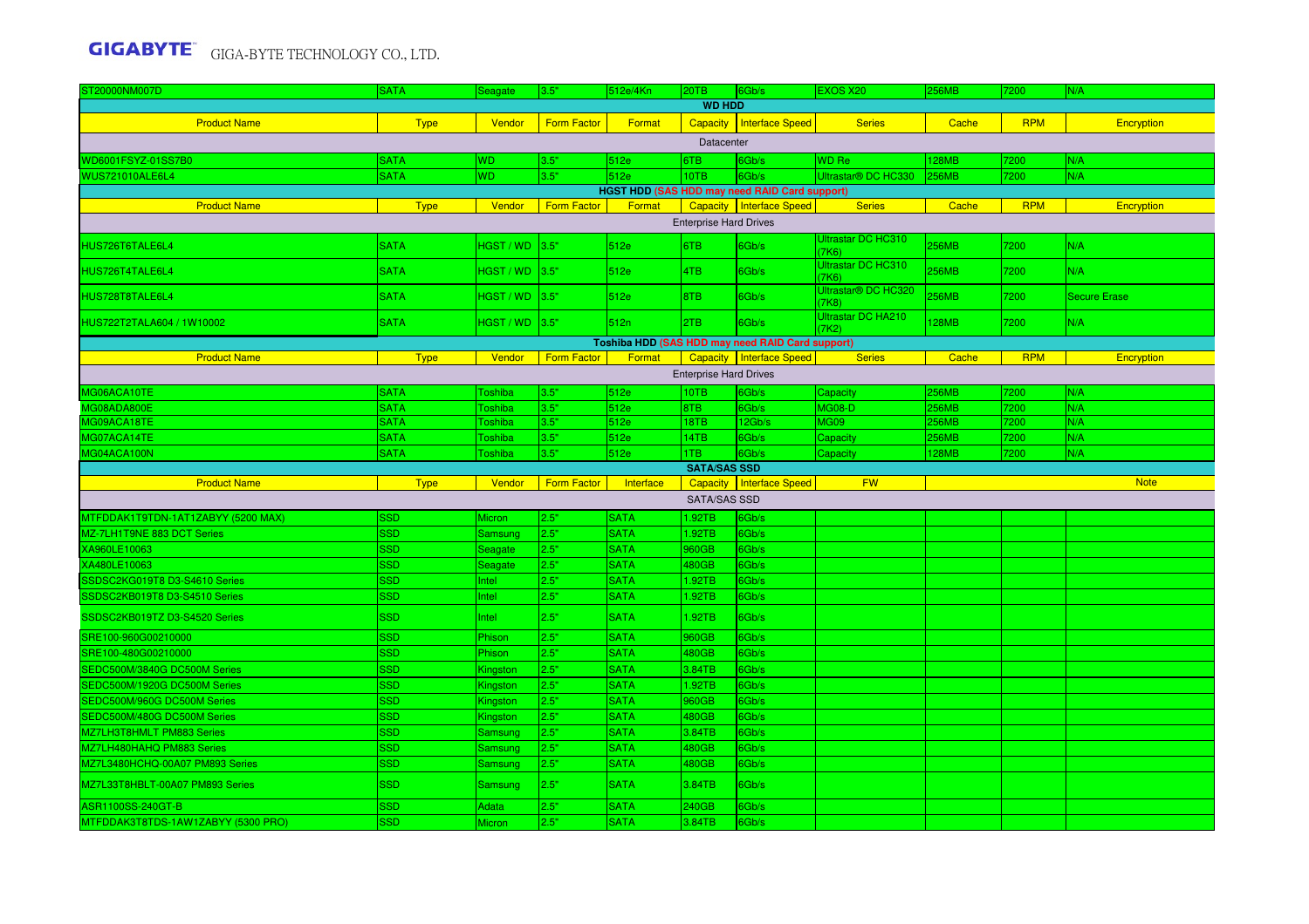| ST20000NM007D | SATA | Seagate | 3.5" | 512e/4Kn | 20TB | 6Gb/s | EXOS X20 | 256MB | 7200 | N/A |
|---|---|---|---|---|---|---|---|---|---|---|
| **WD HDD** | | | | | | | | | | |
| Product Name | Type | Vendor | Form Factor | Format | Capacity | Interface Speed | Series | Cache | RPM | Encryption |
| Datacenter | | | | | | | | | | |
| WD6001FSYZ-01SS7B0 | SATA | WD | 3.5" | 512e | 6TB | 6Gb/s | WD Re | 128MB | 7200 | N/A |
| WUS721010ALE6L4 | SATA | WD | 3.5" | 512e | 10TB | 6Gb/s | Ultrastar® DC HC330 | 256MB | 7200 | N/A |
| **HGST HDD (SAS HDD may need RAID Card support)** | | | | | | | | | | |
| Product Name | Type | Vendor | Form Factor | Format | Capacity | Interface Speed | Series | Cache | RPM | Encryption |
| Enterprise Hard Drives | | | | | | | | | | |
| HUS726T6TALE6L4 | SATA | HGST / WD | 3.5" | 512e | 6TB | 6Gb/s | Ultrastar DC HC310 (7K6) | 256MB | 7200 | N/A |
| HUS726T4TALE6L4 | SATA | HGST / WD | 3.5" | 512e | 4TB | 6Gb/s | Ultrastar DC HC310 (7K6) | 256MB | 7200 | N/A |
| HUS728T8TALE6L4 | SATA | HGST / WD | 3.5" | 512e | 8TB | 6Gb/s | Ultrastar® DC HC320 (7K8) | 256MB | 7200 | Secure Erase |
| HUS722T2TALA604 / 1W10002 | SATA | HGST / WD | 3.5" | 512n | 2TB | 6Gb/s | Ultrastar DC HA210 (7K2) | 128MB | 7200 | N/A |
| **Toshiba HDD (SAS HDD may need RAID Card support)** | | | | | | | | | | |
| Product Name | Type | Vendor | Form Factor | Format | Capacity | Interface Speed | Series | Cache | RPM | Encryption |
| Enterprise Hard Drives | | | | | | | | | | |
| MG06ACA10TE | SATA | Toshiba | 3.5" | 512e | 10TB | 6Gb/s | Capacity | 256MB | 7200 | N/A |
| MG08ADA800E | SATA | Toshiba | 3.5" | 512e | 8TB | 6Gb/s | MG08-D | 256MB | 7200 | N/A |
| MG09ACA18TE | SATA | Toshiba | 3.5" | 512e | 18TB | 12Gb/s | MG09 | 256MB | 7200 | N/A |
| MG07ACA14TE | SATA | Toshiba | 3.5" | 512e | 14TB | 6Gb/s | Capacity | 256MB | 7200 | N/A |
| MG04ACA100N | SATA | Toshiba | 3.5" | 512e | 1TB | 6Gb/s | Capacity | 128MB | 7200 | N/A |
| **SATA/SAS SSD** | | | | | | | | | | |
| Product Name | Type | Vendor | Form Factor | Interface | Capacity | Interface Speed | FW | Note | | |
| SATA/SAS SSD | | | | | | | | | | |
| MTFDDAK1T9TDN-1AT1ZABYY (5200 MAX) | SSD | Micron | 2.5" | SATA | 1.92TB | 6Gb/s | | | | |
| MZ-7LH1T9NE 883 DCT Series | SSD | Samsung | 2.5" | SATA | 1.92TB | 6Gb/s | | | | |
| XA960LE10063 | SSD | Seagate | 2.5" | SATA | 960GB | 6Gb/s | | | | |
| XA480LE10063 | SSD | Seagate | 2.5" | SATA | 480GB | 6Gb/s | | | | |
| SSDSC2KG019T8 D3-S4610 Series | SSD | Intel | 2.5" | SATA | 1.92TB | 6Gb/s | | | | |
| SSDSC2KB019T8 D3-S4510 Series | SSD | Intel | 2.5" | SATA | 1.92TB | 6Gb/s | | | | |
| SSDSC2KB019TZ D3-S4520 Series | SSD | Intel | 2.5" | SATA | 1.92TB | 6Gb/s | | | | |
| SRE100-960G00210000 | SSD | Phison | 2.5" | SATA | 960GB | 6Gb/s | | | | |
| SRE100-480G00210000 | SSD | Phison | 2.5" | SATA | 480GB | 6Gb/s | | | | |
| SEDC500M/3840G DC500M Series | SSD | Kingston | 2.5" | SATA | 3.84TB | 6Gb/s | | | | |
| SEDC500M/1920G DC500M Series | SSD | Kingston | 2.5" | SATA | 1.92TB | 6Gb/s | | | | |
| SEDC500M/960G DC500M Series | SSD | Kingston | 2.5" | SATA | 960GB | 6Gb/s | | | | |
| SEDC500M/480G DC500M Series | SSD | Kingston | 2.5" | SATA | 480GB | 6Gb/s | | | | |
| MZ7LH3T8HMLT PM883 Series | SSD | Samsung | 2.5" | SATA | 3.84TB | 6Gb/s | | | | |
| MZ7LH480HAHQ PM883 Series | SSD | Samsung | 2.5" | SATA | 480GB | 6Gb/s | | | | |
| MZ7L3480HCHQ-00A07 PM893 Series | SSD | Samsung | 2.5" | SATA | 480GB | 6Gb/s | | | | |
| MZ7L33T8HBLT-00A07 PM893 Series | SSD | Samsung | 2.5" | SATA | 3.84TB | 6Gb/s | | | | |
| ASR1100SS-240GT-B | SSD | Adata | 2.5" | SATA | 240GB | 6Gb/s | | | | |
| MTFDDAK3T8TDS-1AW1ZABYY (5300 PRO) | SSD | Micron | 2.5" | SATA | 3.84TB | 6Gb/s | | | | |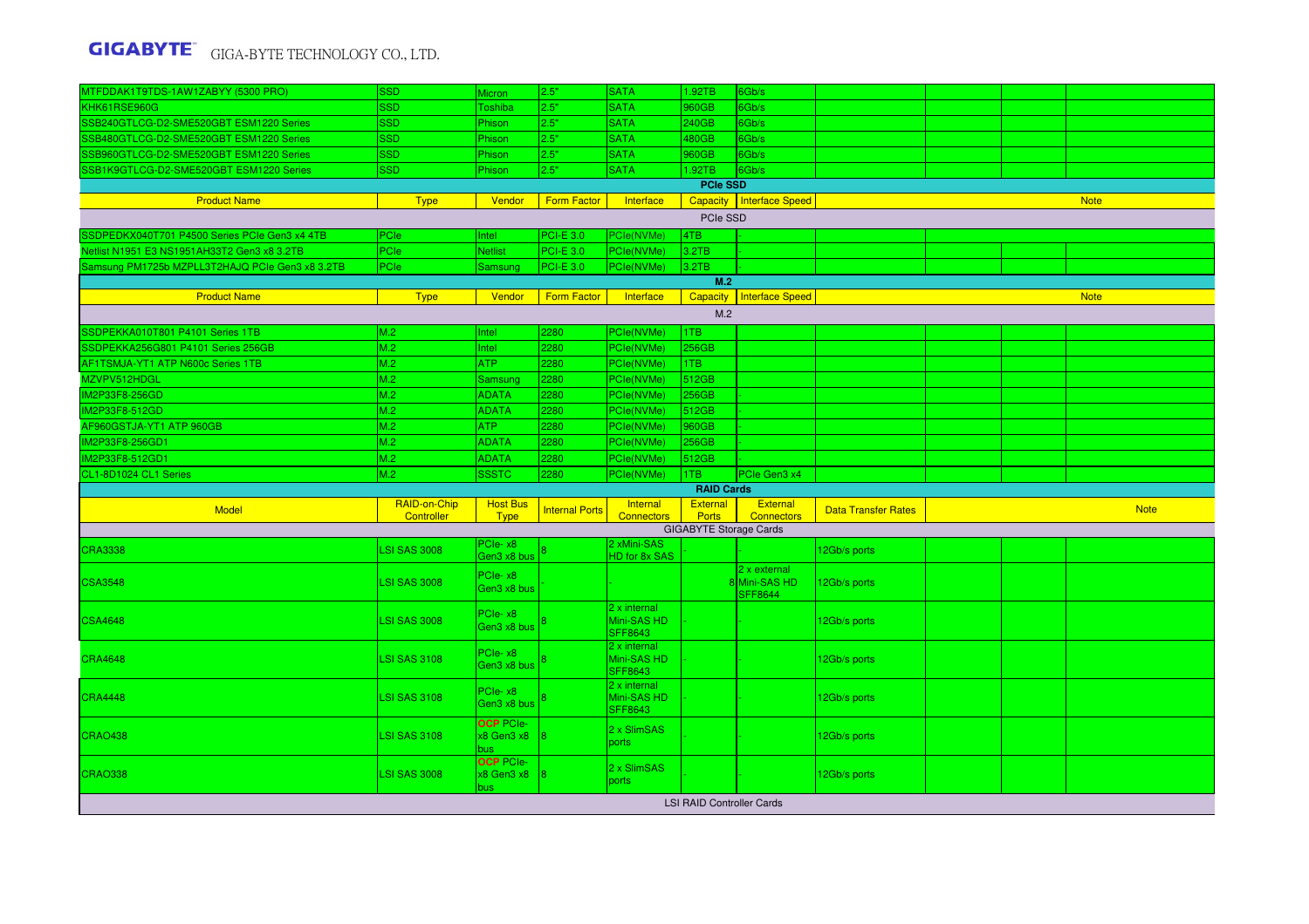| MTFDDAK1T9TDS-1AW1ZABYY (5300 PRO) | SSD | Micron | 2.5" | SATA | 1.92TB | 6Gb/s | | | | |
|---|---|---|---|---|---|---|---|---|---|---|
| KHK61RSE960G | SSD | Toshiba | 2.5" | SATA | 960GB | 6Gb/s | | | | |
| SSB240GTLCG-D2-SME520GBT ESM1220 Series | SSD | Phison | 2.5" | SATA | 240GB | 6Gb/s | | | | |
| SSB480GTLCG-D2-SME520GBT ESM1220 Series | SSD | Phison | 2.5" | SATA | 480GB | 6Gb/s | | | | |
| SSB960GTLCG-D2-SME520GBT ESM1220 Series | SSD | Phison | 2.5" | SATA | 960GB | 6Gb/s | | | | |
| SSB1K9GTLCG-D2-SME520GBT ESM1220 Series | SSD | Phison | 2.5" | SATA | 1.92TB | 6Gb/s | | | | |

**PCIe SSD**

| Product Name | Type | Vendor | Form Factor | Interface | Capacity | Interface Speed | Note |
|---|---|---|---|---|---|---|---|
| PCIe SSD | | | | | | | |
| SSDPEDKX040T701 P4500 Series PCIe Gen3 x4 4TB | PCIe | Intel | PCI-E 3.0 | PCIe(NVMe) | 4TB | - | |
| Netlist N1951 E3 NS1951AH33T2 Gen3 x8 3.2TB | PCIe | Netlist | PCI-E 3.0 | PCIe(NVMe) | 3.2TB | - | |
| Samsung PM1725b MZPLL3T2HAJQ PCIe Gen3 x8 3.2TB | PCIe | Samsung | PCI-E 3.0 | PCIe(NVMe) | 3.2TB | - | |

**M.2**

| Product Name | Type | Vendor | Form Factor | Interface | Capacity | Interface Speed | Note |
|---|---|---|---|---|---|---|---|
| M.2 | | | | | | | |
| SSDPEKKA010T801 P4101 Series 1TB | M.2 | Intel | 2280 | PCIe(NVMe) | 1TB | | |
| SSDPEKKA256G801 P4101 Series 256GB | M.2 | Intel | 2280 | PCIe(NVMe) | 256GB | | |
| AF1TSMJA-YT1 ATP N600c Series 1TB | M.2 | ATP | 2280 | PCIe(NVMe) | 1TB | | |
| MZVPV512HDGL | M.2 | Samsung | 2280 | PCIe(NVMe) | 512GB | | |
| IM2P33F8-256GD | M.2 | ADATA | 2280 | PCIe(NVMe) | 256GB | - | |
| IM2P33F8-512GD | M.2 | ADATA | 2280 | PCIe(NVMe) | 512GB | - | |
| AF960GSTJA-YT1 ATP 960GB | M.2 | ATP | 2280 | PCIe(NVMe) | 960GB | | |
| IM2P33F8-256GD1 | M.2 | ADATA | 2280 | PCIe(NVMe) | 256GB | - | |
| IM2P33F8-512GD1 | M.2 | ADATA | 2280 | PCIe(NVMe) | 512GB | - | |
| CL1-8D1024 CL1 Series | M.2 | SSSTC | 2280 | PCIe(NVMe) | 1TB | PCIe Gen3 x4 | |

**RAID Cards**

| Model | RAID-on-Chip Controller | Host Bus Type | Internal Ports | Internal Connectors | External Ports | External Connectors | Data Transfer Rates | Note |
|---|---|---|---|---|---|---|---|---|
| GIGABYTE Storage Cards | | | | | | | | |
| CRA3338 | LSI SAS 3008 | PCIe- x8 Gen3 x8 bus | 8 | 2 xMini-SAS HD for 8x SAS | - | | 12Gb/s ports | |
| CSA3548 | LSI SAS 3008 | PCIe- x8 Gen3 x8 bus | - | - | 8 | 2 x external Mini-SAS HD SFF8644 | 12Gb/s ports | |
| CSA4648 | LSI SAS 3008 | PCIe- x8 Gen3 x8 bus | 8 | 2 x internal Mini-SAS HD SFF8643 | - | - | 12Gb/s ports | |
| CRA4648 | LSI SAS 3108 | PCIe- x8 Gen3 x8 bus | 8 | 2 x internal Mini-SAS HD SFF8643 | - | - | 12Gb/s ports | |
| CRA4448 | LSI SAS 3108 | PCIe- x8 Gen3 x8 bus | 8 | 2 x internal Mini-SAS HD SFF8643 | - | - | 12Gb/s ports | |
| CRAO438 | LSI SAS 3108 | OCP PCIe- x8 Gen3 x8 bus | 8 | 2 x SlimSAS ports | - | - | 12Gb/s ports | |
| CRAO338 | LSI SAS 3008 | OCP PCIe- x8 Gen3 x8 bus | 8 | 2 x SlimSAS ports | - | - | 12Gb/s ports | |
| LSI RAID Controller Cards | | | | | | | | |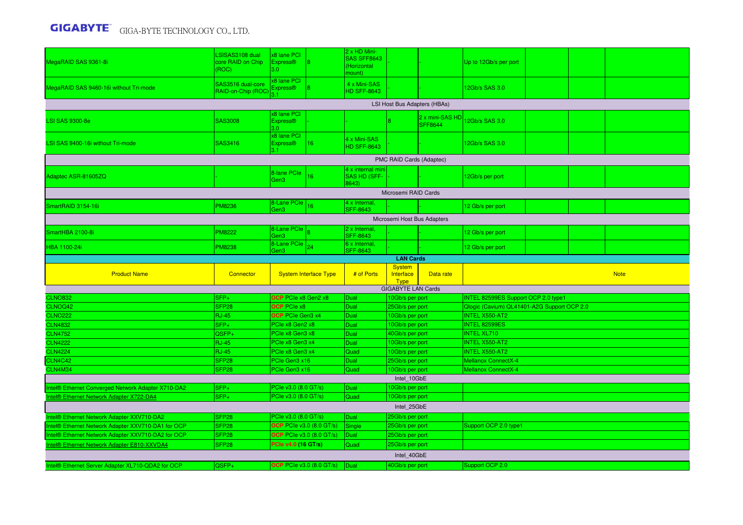| | | | | | | | | | | |
|---|---|---|---|---|---|---|---|---|---|---|
| MegaRAID SAS 9361-8i | LSISAS3108 dual core RAID on Chip (ROC) | x8 lane PCI Express® 3.0 | 8 | 2 x HD Mini-SAS SFF8643 (Horizontal mount) | - | - | Up to 12Gb/s per port | | | |
| MegaRAID SAS 9460-16i without Tri-mode | SAS3516 dual-core RAID-on-Chip (ROC) | x8 lane PCI Express® 3.1 | 8 | 4 x Mini-SAS HD SFF-8643 | - | - | 12Gb/s SAS 3.0 | | | |
| LSI Host Bus Adapters (HBAs) | | | | | | | | | | |
| LSI SAS 9300-8e | SAS3008 | x8 lane PCI Express® 3.0 | - | - | 8 | 2 x mini-SAS HD SFF8644 | 12Gb/s SAS 3.0 | | | |
| LSI SAS 9400-16i without Tri-mode | SAS3416 | x8 lane PCI Express® 3.1 | 16 | 4 x Mini-SAS HD SFF-8643 | - | - | 12Gb/s SAS 3.0 | | | |
| PMC RAID Cards (Adaptec) | | | | | | | | | | |
| Adaptec ASR-81605ZQ | - | 8-lane PCIe Gen3 | 16 | 4 x internal mini SAS HD (SFF-8643) | - | - | 12Gb/s per port | | | |
| Microsemi RAID Cards | | | | | | | | | | |
| SmartRAID 3154-16i | PM8236 | 8-Lane PCIe Gen3 | 16 | 4 x Internal, SFF-8643 | - | - | 12 Gb/s per port | | | |
| Microsemi Host Bus Adapters | | | | | | | | | | |
| SmartHBA 2100-8i | PM8222 | 8-Lane PCIe Gen3 | 8 | 2 x Internal, SFF-8643 | - | - | 12 Gb/s per port | | | |
| HBA 1100-24i | PM8238 | 8-Lane PCIe Gen3 | 24 | 6 x Internal, SFF-8643 | - | - | 12 Gb/s per port | | | |

**LAN Cards**

| Product Name | Connector | System Interface Type | # of Ports | System Interface Type | Data rate | Note |
|---|---|---|---|---|---|---|
| GIGABYTE LAN Cards | | | | | | |
| CLNO832 | SFP+ | OCP PCIe x8 Gen2 x8 | Dual | 10Gb/s per port | | INTEL 82599ES Support OCP 2.0 type1 |
| CLNOQ42 | SFP28 | OCP PCIe x8 | Dual | 25Gb/s per port | | Qlogic (Cavium) QL41401-A2G Support OCP 2.0 |
| CLNO222 | RJ-45 | OCP PCIe Gen3 x4 | Dual | 10Gb/s per port | | INTEL X550-AT2 |
| CLN4832 | SFP+ | PCIe x8 Gen2 x8 | Dual | 10Gb/s per port | | INTEL 82599ES |
| CLN4752 | QSFP+ | PCIe x8 Gen3 x8 | Dual | 40Gb/s per port | | INTEL XL710 |
| CLN4222 | RJ-45 | PCIe x8 Gen3 x4 | Dual | 10Gb/s per port | | INTEL X550-AT2 |
| CLN4224 | RJ-45 | PCIe x8 Gen3 x4 | Quad | 10Gb/s per port | | INTEL X550-AT2 |
| CLN4C42 | SFP28 | PCIe Gen3 x16 | Dual | 25Gb/s per port | | Mellanox ConnectX-4 |
| CLN4M34 | SFP28 | PCIe Gen3 x16 | Quad | 10Gb/s per port | | Mellanox ConnectX-4 |
| Intel_10GbE | | | | | | |
| Intel® Ethernet Converged Network Adapter X710-DA2 | SFP+ | PCIe v3.0 (8.0 GT/s) | Dual | 10Gb/s per port | | |
| Intel® Ethernet Network Adapter X722-DA4 | SFP+ | PCIe v3.0 (8.0 GT/s) | Quad | 10Gb/s per port | | |
| Intel_25GbE | | | | | | |
| Intel® Ethernet Network Adapter XXV710-DA2 | SFP28 | PCIe v3.0 (8.0 GT/s) | Dual | 25Gb/s per port | | |
| Intel® Ethernet Network Adapter XXV710-DA1 for OCP | SFP28 | OCP PCIe v3.0 (8.0 GT/s) | Single | 25Gb/s per port | | Support OCP 2.0 type1 |
| Intel® Ethernet Network Adapter XXV710-DA2 for OCP | SFP28 | OCP PCIe v3.0 (8.0 GT/s) | Dual | 25Gb/s per port | | |
| Intel® Ethernet Network Adapter E810-XXVDA4 | SFP28 | PCIe v4.0 (16 GT/s) | Quad | 25Gb/s per port | | |
| Intel_40GbE | | | | | | |
| Intel® Ethernet Server Adapter XL710-QDA2 for OCP | QSFP+ | OCP PCIe v3.0 (8.0 GT/s) | Dual | 40Gb/s per port | | Support OCP 2.0 |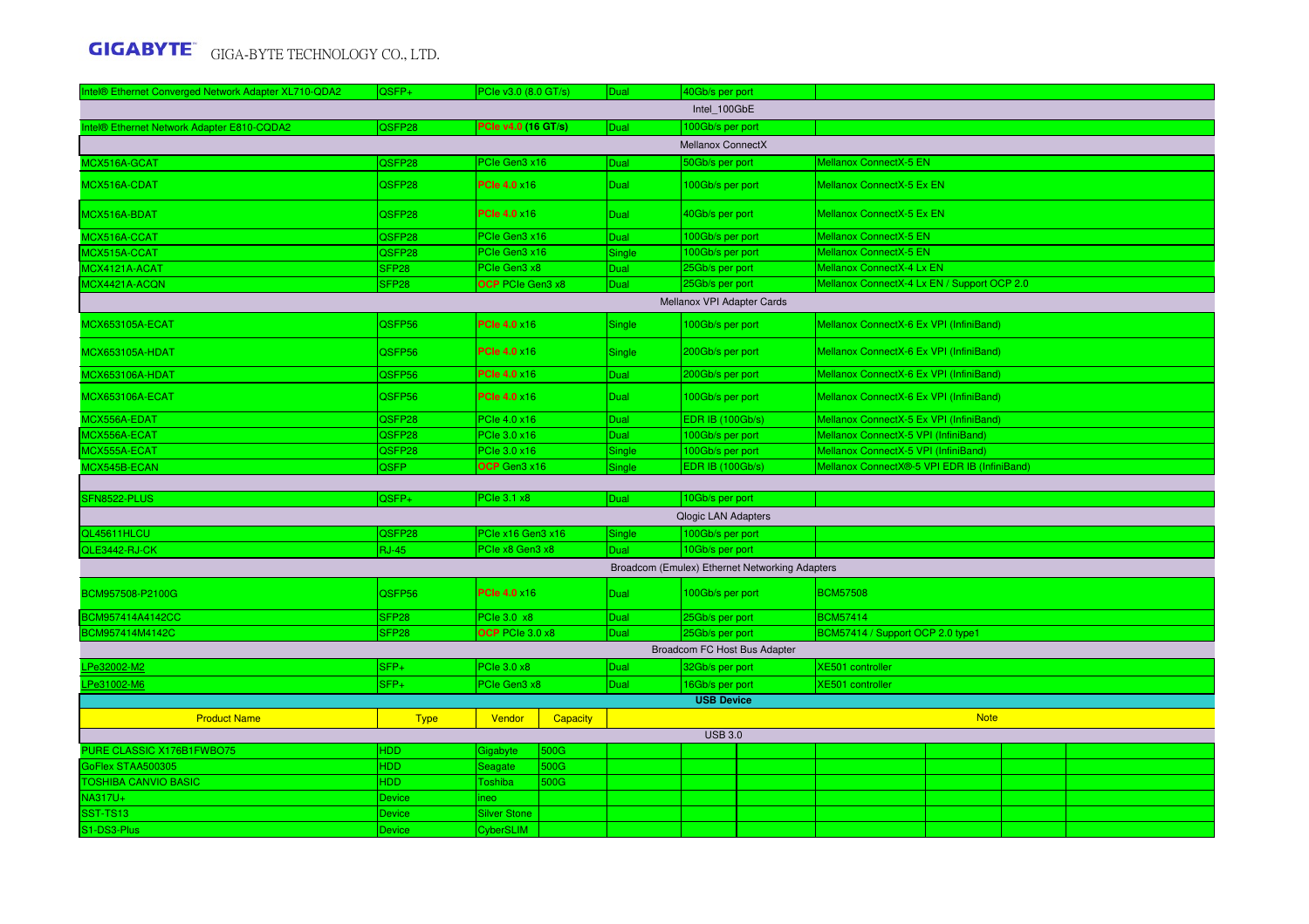| | | | | | |
|---|---|---|---|---|---|
| Intel® Ethernet Converged Network Adapter XL710-QDA2 | QSFP+ | PCIe v3.0 (8.0 GT/s) | Dual | 40Gb/s per port | |
| Intel_100GbE | | | | | |
| Intel® Ethernet Network Adapter E810-CQDA2 | QSFP28 | **PCIe v4.0 (16 GT/s)** | Dual | 100Gb/s per port | |
| Mellanox ConnectX | | | | | |
| MCX516A-GCAT | QSFP28 | PCIe Gen3 x16 | Dual | 50Gb/s per port | Mellanox ConnectX-5 EN |
| MCX516A-CDAT | QSFP28 | PCIe 4.0 x16 | Dual | 100Gb/s per port | Mellanox ConnectX-5 Ex EN |
| MCX516A-BDAT | QSFP28 | PCIe 4.0 x16 | Dual | 40Gb/s per port | Mellanox ConnectX-5 Ex EN |
| MCX516A-CCAT | QSFP28 | PCIe Gen3 x16 | Dual | 100Gb/s per port | Mellanox ConnectX-5 EN |
| MCX515A-CCAT | QSFP28 | PCIe Gen3 x16 | Single | 100Gb/s per port | Mellanox ConnectX-5 EN |
| MCX4121A-ACAT | SFP28 | PCIe Gen3 x8 | Dual | 25Gb/s per port | Mellanox ConnectX-4 Lx EN |
| MCX4421A-ACQN | SFP28 | OCP PCIe Gen3 x8 | Dual | 25Gb/s per port | Mellanox ConnectX-4 Lx EN / Support OCP 2.0 |
| Mellanox VPI Adapter Cards | | | | | |
| MCX653105A-ECAT | QSFP56 | PCIe 4.0 x16 | Single | 100Gb/s per port | Mellanox ConnectX-6 Ex VPI (InfiniBand) |
| MCX653105A-HDAT | QSFP56 | PCIe 4.0 x16 | Single | 200Gb/s per port | Mellanox ConnectX-6 Ex VPI (InfiniBand) |
| MCX653106A-HDAT | QSFP56 | PCIe 4.0 x16 | Dual | 200Gb/s per port | Mellanox ConnectX-6 Ex VPI (InfiniBand) |
| MCX653106A-ECAT | QSFP56 | PCIe 4.0 x16 | Dual | 100Gb/s per port | Mellanox ConnectX-6 Ex VPI (InfiniBand) |
| MCX556A-EDAT | QSFP28 | PCIe 4.0 x16 | Dual | EDR IB (100Gb/s) | Mellanox ConnectX-5 Ex VPI (InfiniBand) |
| MCX556A-ECAT | QSFP28 | PCIe 3.0 x16 | Dual | 100Gb/s per port | Mellanox ConnectX-5 VPI (InfiniBand) |
| MCX555A-ECAT | QSFP28 | PCIe 3.0 x16 | Single | 100Gb/s per port | Mellanox ConnectX-5 VPI (InfiniBand) |
| MCX545B-ECAN | QSFP | OCP Gen3 x16 | Single | EDR IB (100Gb/s) | Mellanox ConnectX®-5 VPI EDR IB (InfiniBand) |
| | | | | | |
| SFN8522-PLUS | QSFP+ | PCIe 3.1 x8 | Dual | 10Gb/s per port | |
| Qlogic LAN Adapters | | | | | |
| QL45611HLCU | QSFP28 | PCIe x16 Gen3 x16 | Single | 100Gb/s per port | |
| QLE3442-RJ-CK | RJ-45 | PCIe x8 Gen3 x8 | Dual | 10Gb/s per port | |
| Broadcom (Emulex) Ethernet Networking Adapters | | | | | |
| BCM957508-P2100G | QSFP56 | PCIe 4.0 x16 | Dual | 100Gb/s per port | BCM57508 |
| BCM957414A4142CC | SFP28 | PCIe 3.0 x8 | Dual | 25Gb/s per port | BCM57414 |
| BCM957414M4142C | SFP28 | OCP PCIe 3.0 x8 | Dual | 25Gb/s per port | BCM57414 / Support OCP 2.0 type1 |
| Broadcom FC Host Bus Adapter | | | | | |
| LPe32002-M2 | SFP+ | PCIe 3.0 x8 | Dual | 32Gb/s per port | XE501 controller |
| LPe31002-M6 | SFP+ | PCIe Gen3 x8 | Dual | 16Gb/s per port | XE501 controller |

**USB Device**

| Product Name | Type | Vendor | Capacity | Note |
|---|---|---|---|---|
| USB 3.0 | | | | |
| PURE CLASSIC X176B1FWBO75 | HDD | Gigabyte | 500G | |
| GoFlex STAA500305 | HDD | Seagate | 500G | |
| TOSHIBA CANVIO BASIC | HDD | Toshiba | 500G | |
| NA317U+ | Device | ineo | | |
| SST-TS13 | Device | Silver Stone | | |
| S1-DS3-Plus | Device | CyberSLIM | | |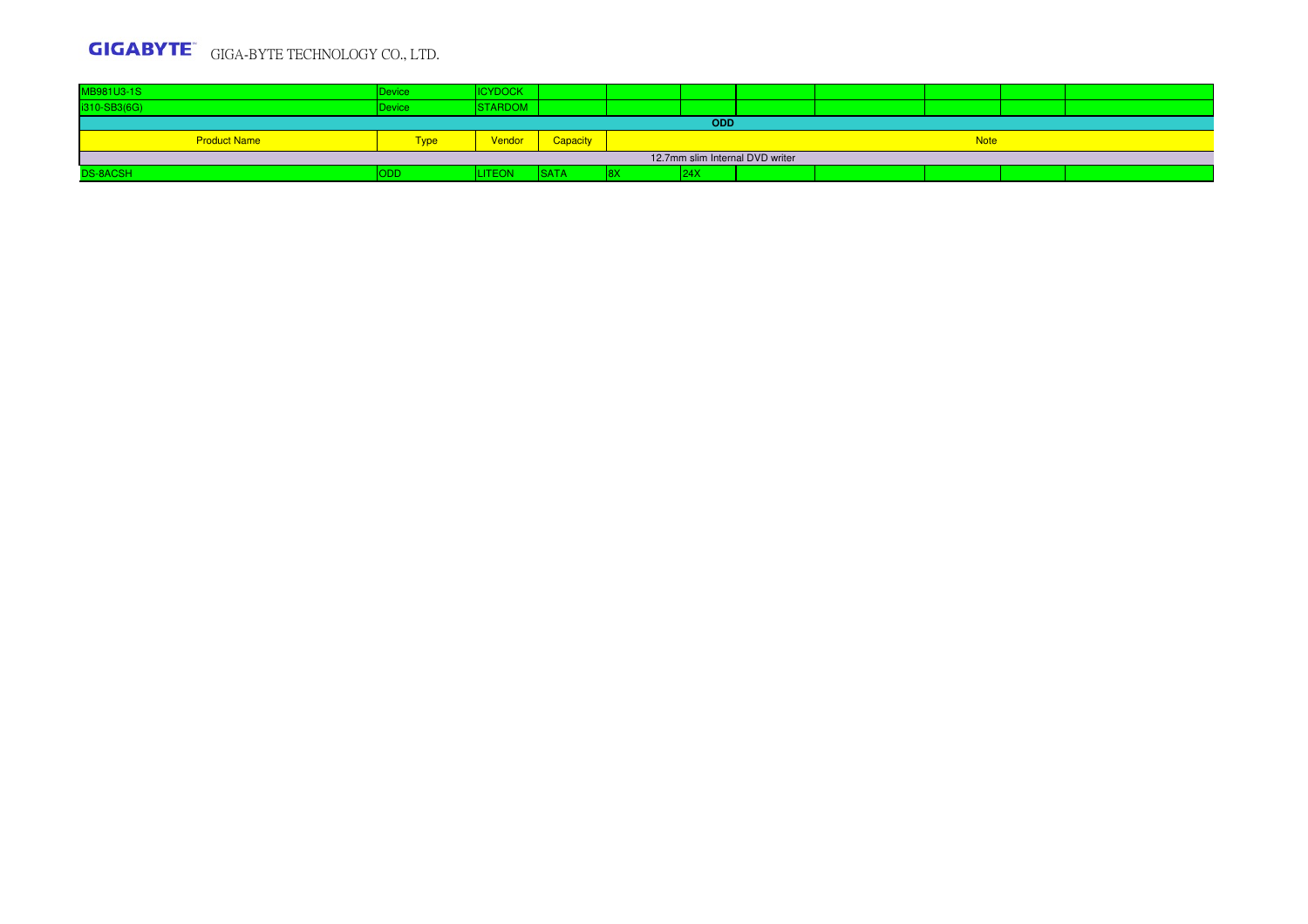| | | | | | | | | | | |
|---|---|---|---|---|---|---|---|---|---|---|
| MB981U3-1S | Device | ICYDOCK | | | | | | | | |
| i310-SB3(6G) | Device | STARDOM | | | | | | | | |
| ODD | | | | | | | | | | |
| Product Name | Type | Vendor | Capacity | Note | | | | | | |
| 12.7mm slim Internal DVD writer | | | | | | | | | | |
| DS-8ACSH | ODD | LITEON | SATA | 8X | 24X | | | | | |